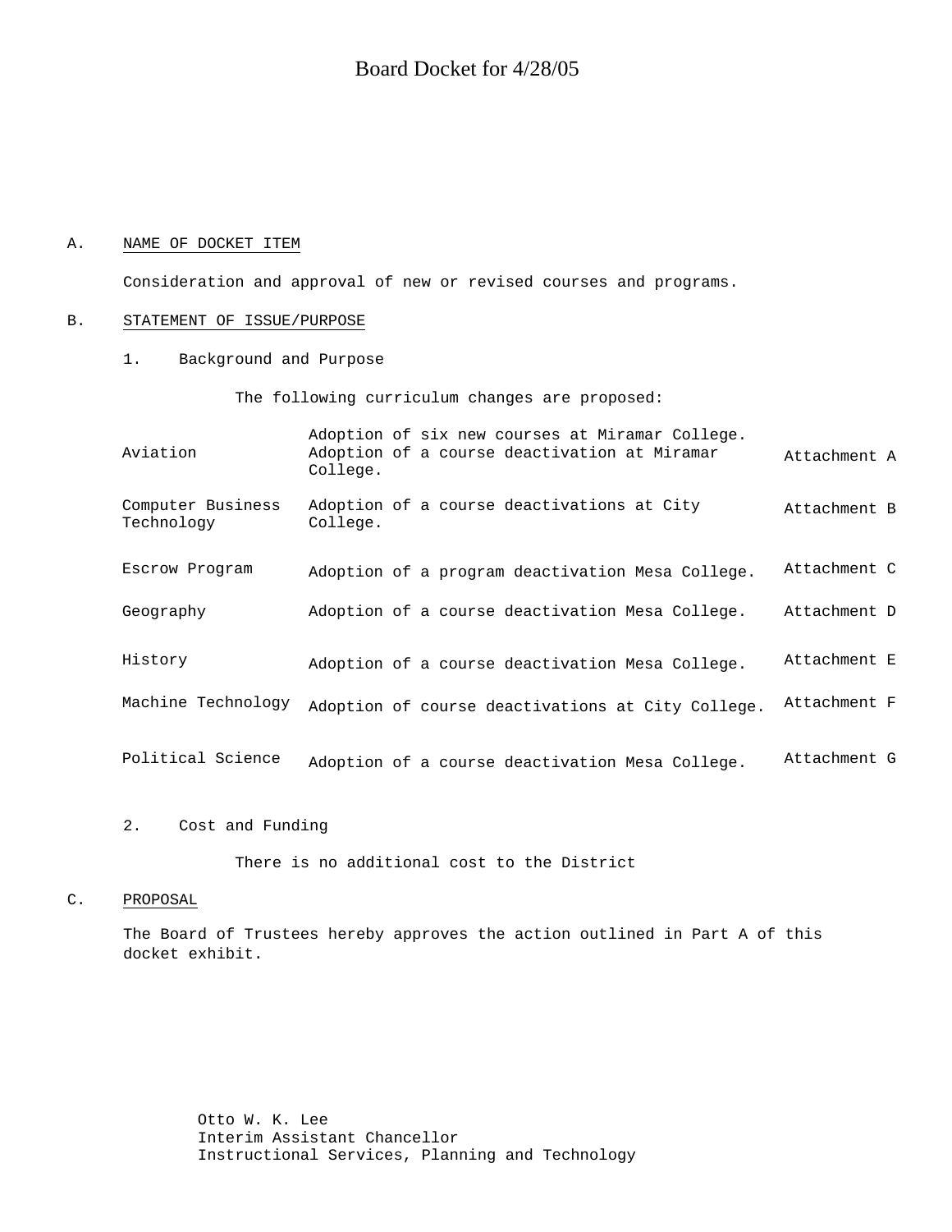# Board Docket for 4/28/05

A. NAME OF DOCKET ITEM

Consideration and approval of new or revised courses and programs.

B. STATEMENT OF ISSUE/PURPOSE

1. Background and Purpose

The following curriculum changes are proposed:

| | | |
|---|---|---|
| Aviation | Adoption of six new courses at Miramar College. Adoption of a course deactivation at Miramar College. | Attachment A |
| Computer Business Technology | Adoption of a course deactivations at City College. | Attachment B |
| Escrow Program | Adoption of a program deactivation Mesa College. | Attachment C |
| Geography | Adoption of a course deactivation Mesa College. | Attachment D |
| History | Adoption of a course deactivation Mesa College. | Attachment E |
| Machine Technology | Adoption of course deactivations at City College. | Attachment F |
| Political Science | Adoption of a course deactivation Mesa College. | Attachment G |

2. Cost and Funding

There is no additional cost to the District

C. PROPOSAL

The Board of Trustees hereby approves the action outlined in Part A of this docket exhibit.

Otto W. K. Lee
Interim Assistant Chancellor
Instructional Services, Planning and Technology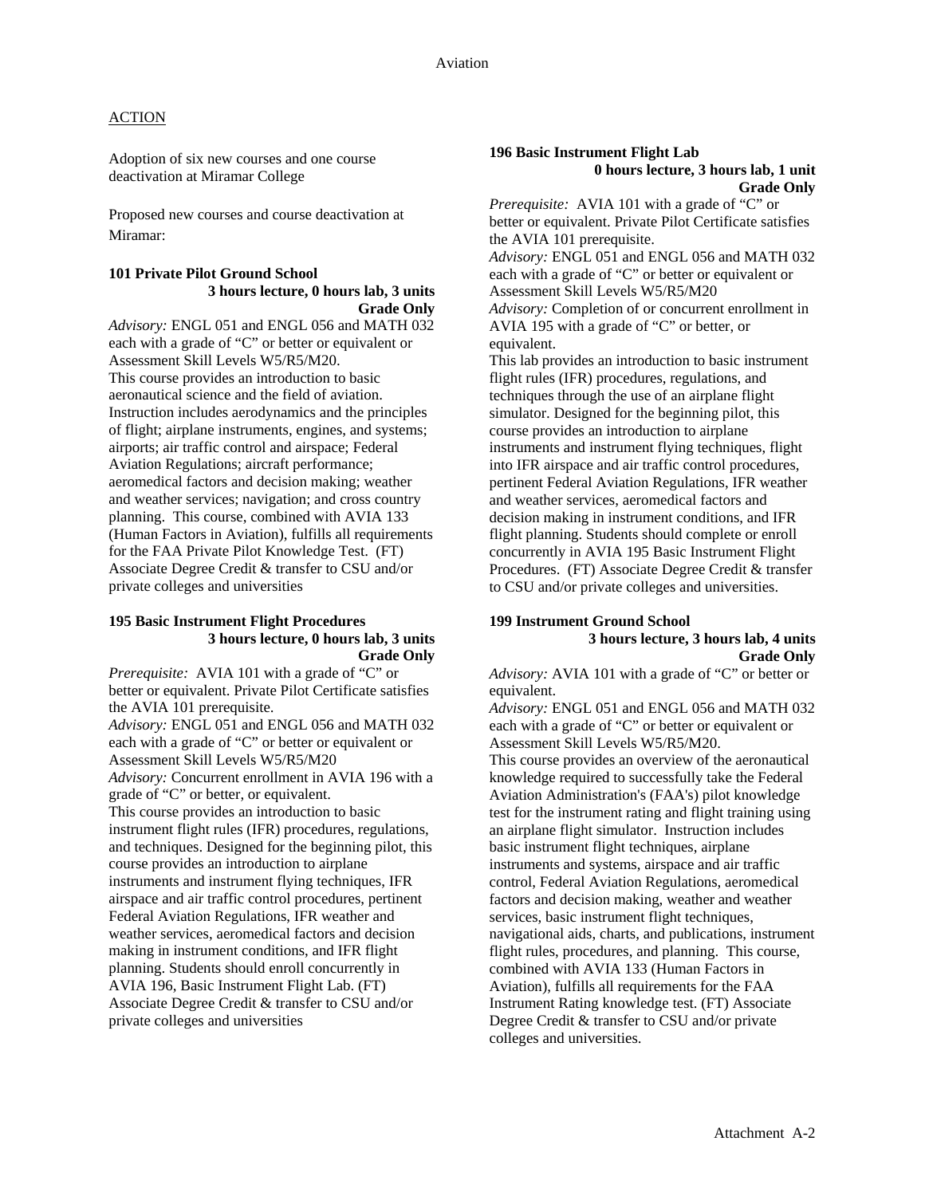Aviation

ACTION

Adoption of six new courses and one course deactivation at Miramar College

Proposed new courses and course deactivation at Miramar:

**101 Private Pilot Ground School**
**3 hours lecture, 0 hours lab, 3 units**
**Grade Only**

*Advisory:* ENGL 051 and ENGL 056 and MATH 032 each with a grade of "C" or better or equivalent or Assessment Skill Levels W5/R5/M20.
This course provides an introduction to basic aeronautical science and the field of aviation. Instruction includes aerodynamics and the principles of flight; airplane instruments, engines, and systems; airports; air traffic control and airspace; Federal Aviation Regulations; aircraft performance; aeromedical factors and decision making; weather and weather services; navigation; and cross country planning. This course, combined with AVIA 133 (Human Factors in Aviation), fulfills all requirements for the FAA Private Pilot Knowledge Test. (FT) Associate Degree Credit & transfer to CSU and/or private colleges and universities

**195 Basic Instrument Flight Procedures**
**3 hours lecture, 0 hours lab, 3 units**
**Grade Only**

*Prerequisite:* AVIA 101 with a grade of "C" or better or equivalent. Private Pilot Certificate satisfies the AVIA 101 prerequisite.
*Advisory:* ENGL 051 and ENGL 056 and MATH 032 each with a grade of "C" or better or equivalent or Assessment Skill Levels W5/R5/M20
*Advisory:* Concurrent enrollment in AVIA 196 with a grade of "C" or better, or equivalent.
This course provides an introduction to basic instrument flight rules (IFR) procedures, regulations, and techniques. Designed for the beginning pilot, this course provides an introduction to airplane instruments and instrument flying techniques, IFR airspace and air traffic control procedures, pertinent Federal Aviation Regulations, IFR weather and weather services, aeromedical factors and decision making in instrument conditions, and IFR flight planning. Students should enroll concurrently in AVIA 196, Basic Instrument Flight Lab. (FT) Associate Degree Credit & transfer to CSU and/or private colleges and universities

**196 Basic Instrument Flight Lab**
**0 hours lecture, 3 hours lab, 1 unit**
**Grade Only**

*Prerequisite:* AVIA 101 with a grade of "C" or better or equivalent. Private Pilot Certificate satisfies the AVIA 101 prerequisite.
*Advisory:* ENGL 051 and ENGL 056 and MATH 032 each with a grade of "C" or better or equivalent or Assessment Skill Levels W5/R5/M20
*Advisory:* Completion of or concurrent enrollment in AVIA 195 with a grade of "C" or better, or equivalent.
This lab provides an introduction to basic instrument flight rules (IFR) procedures, regulations, and techniques through the use of an airplane flight simulator. Designed for the beginning pilot, this course provides an introduction to airplane instruments and instrument flying techniques, flight into IFR airspace and air traffic control procedures, pertinent Federal Aviation Regulations, IFR weather and weather services, aeromedical factors and decision making in instrument conditions, and IFR flight planning. Students should complete or enroll concurrently in AVIA 195 Basic Instrument Flight Procedures. (FT) Associate Degree Credit & transfer to CSU and/or private colleges and universities.

**199 Instrument Ground School**
**3 hours lecture, 3 hours lab, 4 units**
**Grade Only**

*Advisory:* AVIA 101 with a grade of "C" or better or equivalent.
*Advisory:* ENGL 051 and ENGL 056 and MATH 032 each with a grade of "C" or better or equivalent or Assessment Skill Levels W5/R5/M20.
This course provides an overview of the aeronautical knowledge required to successfully take the Federal Aviation Administration's (FAA's) pilot knowledge test for the instrument rating and flight training using an airplane flight simulator. Instruction includes basic instrument flight techniques, airplane instruments and systems, airspace and air traffic control, Federal Aviation Regulations, aeromedical factors and decision making, weather and weather services, basic instrument flight techniques, navigational aids, charts, and publications, instrument flight rules, procedures, and planning. This course, combined with AVIA 133 (Human Factors in Aviation), fulfills all requirements for the FAA Instrument Rating knowledge test. (FT) Associate Degree Credit & transfer to CSU and/or private colleges and universities.

Attachment A-2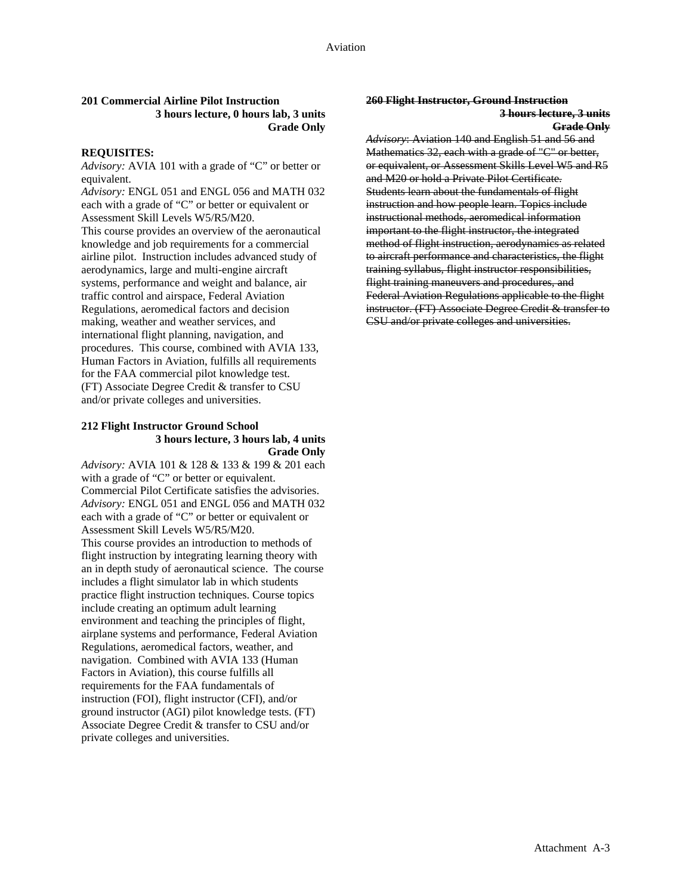**201 Commercial Airline Pilot Instruction**
**3 hours lecture, 0 hours lab, 3 units**
**Grade Only**

**REQUISITES:**
*Advisory:* AVIA 101 with a grade of "C" or better or equivalent.
*Advisory:* ENGL 051 and ENGL 056 and MATH 032 each with a grade of "C" or better or equivalent or Assessment Skill Levels W5/R5/M20.
This course provides an overview of the aeronautical knowledge and job requirements for a commercial airline pilot. Instruction includes advanced study of aerodynamics, large and multi-engine aircraft systems, performance and weight and balance, air traffic control and airspace, Federal Aviation Regulations, aeromedical factors and decision making, weather and weather services, and international flight planning, navigation, and procedures. This course, combined with AVIA 133, Human Factors in Aviation, fulfills all requirements for the FAA commercial pilot knowledge test. (FT) Associate Degree Credit & transfer to CSU and/or private colleges and universities.

**212 Flight Instructor Ground School**
**3 hours lecture, 3 hours lab, 4 units**
**Grade Only**
*Advisory:* AVIA 101 & 128 & 133 & 199 & 201 each with a grade of "C" or better or equivalent. Commercial Pilot Certificate satisfies the advisories.
*Advisory:* ENGL 051 and ENGL 056 and MATH 032 each with a grade of "C" or better or equivalent or Assessment Skill Levels W5/R5/M20.
This course provides an introduction to methods of flight instruction by integrating learning theory with an in depth study of aeronautical science. The course includes a flight simulator lab in which students practice flight instruction techniques. Course topics include creating an optimum adult learning environment and teaching the principles of flight, airplane systems and performance, Federal Aviation Regulations, aeromedical factors, weather, and navigation. Combined with AVIA 133 (Human Factors in Aviation), this course fulfills all requirements for the FAA fundamentals of instruction (FOI), flight instructor (CFI), and/or ground instructor (AGI) pilot knowledge tests. (FT) Associate Degree Credit & transfer to CSU and/or private colleges and universities.

~~**260 Flight Instructor, Ground Instruction**~~
~~**3 hours lecture, 3 units**~~
~~**Grade Only**~~
~~*Advisory*: Aviation 140 and English 51 and 56 and Mathematics 32, each with a grade of "C" or better, or equivalent, or Assessment Skills Level W5 and R5 and M20 or hold a Private Pilot Certificate.~~
~~Students learn about the fundamentals of flight instruction and how people learn. Topics include instructional methods, aeromedical information important to the flight instructor, the integrated method of flight instruction, aerodynamics as related to aircraft performance and characteristics, the flight training syllabus, flight instructor responsibilities, flight training maneuvers and procedures, and Federal Aviation Regulations applicable to the flight instructor. (FT) Associate Degree Credit & transfer to CSU and/or private colleges and universities.~~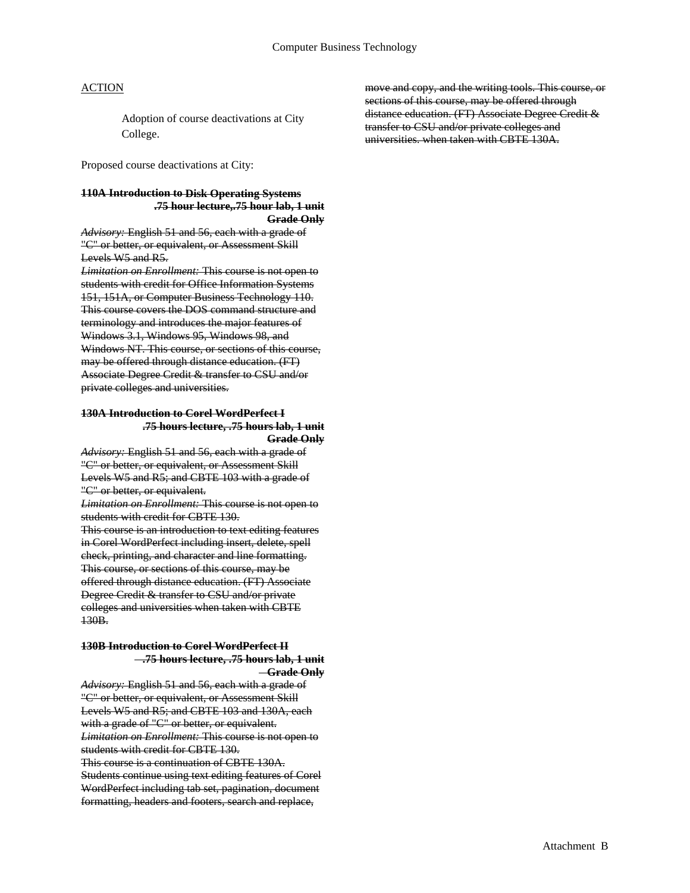## ACTION

Adoption of course deactivations at City College.

Proposed course deactivations at City:

~~**110A Introduction to Disk Operating Systems**~~
~~**.75 hour lecture,.75 hour lab, 1 unit**~~
~~**Grade Only**~~

~~*Advisory:* English 51 and 56, each with a grade of "C" or better, or equivalent, or Assessment Skill Levels W5 and R5.~~
~~*Limitation on Enrollment:* This course is not open to students with credit for Office Information Systems 151, 151A, or Computer Business Technology 110.~~
~~This course covers the DOS command structure and terminology and introduces the major features of Windows 3.1, Windows 95, Windows 98, and Windows NT. This course, or sections of this course, may be offered through distance education. (FT) Associate Degree Credit & transfer to CSU and/or private colleges and universities.~~

~~**130A Introduction to Corel WordPerfect I**~~
~~**.75 hours lecture, .75 hours lab, 1 unit**~~
~~**Grade Only**~~

~~*Advisory:* English 51 and 56, each with a grade of "C" or better, or equivalent, or Assessment Skill Levels W5 and R5; and CBTE 103 with a grade of "C" or better, or equivalent.~~
~~*Limitation on Enrollment:* This course is not open to students with credit for CBTE 130.~~
~~This course is an introduction to text editing features in Corel WordPerfect including insert, delete, spell check, printing, and character and line formatting. This course, or sections of this course, may be offered through distance education. (FT) Associate Degree Credit & transfer to CSU and/or private colleges and universities when taken with CBTE 130B.~~

~~**130B Introduction to Corel WordPerfect II**~~
~~**.75 hours lecture, .75 hours lab, 1 unit**~~
~~**Grade Only**~~

~~*Advisory:* English 51 and 56, each with a grade of "C" or better, or equivalent, or Assessment Skill Levels W5 and R5; and CBTE 103 and 130A, each with a grade of "C" or better, or equivalent.~~
~~*Limitation on Enrollment:* This course is not open to students with credit for CBTE 130.~~
~~This course is a continuation of CBTE 130A. Students continue using text editing features of Corel WordPerfect including tab set, pagination, document formatting, headers and footers, search and replace, move and copy, and the writing tools. This course, or sections of this course, may be offered through distance education. (FT) Associate Degree Credit & transfer to CSU and/or private colleges and universities. when taken with CBTE 130A.~~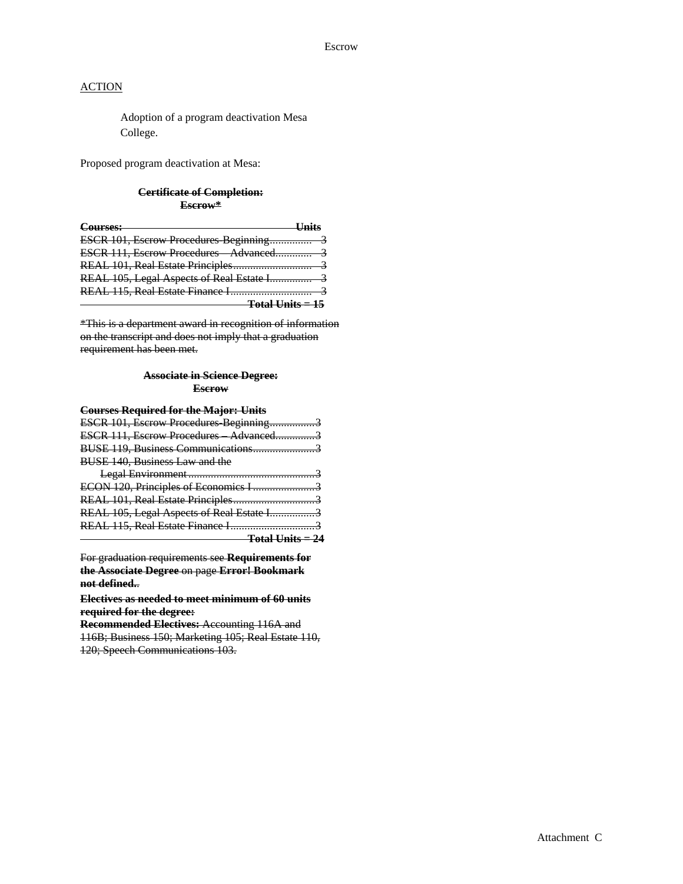<u>ACTION</u>

Adoption of a program deactivation Mesa College.

Proposed program deactivation at Mesa:

**~~Certificate of Completion:~~**
**~~Escrow*~~**

| ~~Courses:~~ | ~~Units~~ |
|---|---|
| ~~ESCR 101, Escrow Procedures-Beginning~~ | ~~3~~ |
| ~~ESCR 111, Escrow Procedures – Advanced~~ | ~~3~~ |
| ~~REAL 101, Real Estate Principles~~ | ~~3~~ |
| ~~REAL 105, Legal Aspects of Real Estate I~~ | ~~3~~ |
| ~~REAL 115, Real Estate Finance I~~ | ~~3~~ |
| | **~~Total Units = 15~~** |

~~*This is a department award in recognition of information on the transcript and does not imply that a graduation requirement has been met.~~

**~~Associate in Science Degree:~~**
**~~Escrow~~**

| ~~Courses Required for the Major:~~ | ~~Units~~ |
|---|---|
| ~~ESCR 101, Escrow Procedures-Beginning~~ | ~~3~~ |
| ~~ESCR 111, Escrow Procedures – Advanced~~ | ~~3~~ |
| ~~BUSE 119, Business Communications~~ | ~~3~~ |
| ~~BUSE 140, Business Law and the Legal Environment~~ | ~~3~~ |
| ~~ECON 120, Principles of Economics I~~ | ~~3~~ |
| ~~REAL 101, Real Estate Principles~~ | ~~3~~ |
| ~~REAL 105, Legal Aspects of Real Estate I~~ | ~~3~~ |
| ~~REAL 115, Real Estate Finance I~~ | ~~3~~ |
| | **~~Total Units = 24~~** |

~~For graduation requirements see **Requirements for the Associate Degree** on page **Error! Bookmark not defined.**.~~

**~~Electives as needed to meet minimum of 60 units required for the degree:~~**

~~**Recommended Electives:** Accounting 116A and 116B; Business 150; Marketing 105; Real Estate 110, 120; Speech Communications 103.~~

Attachment C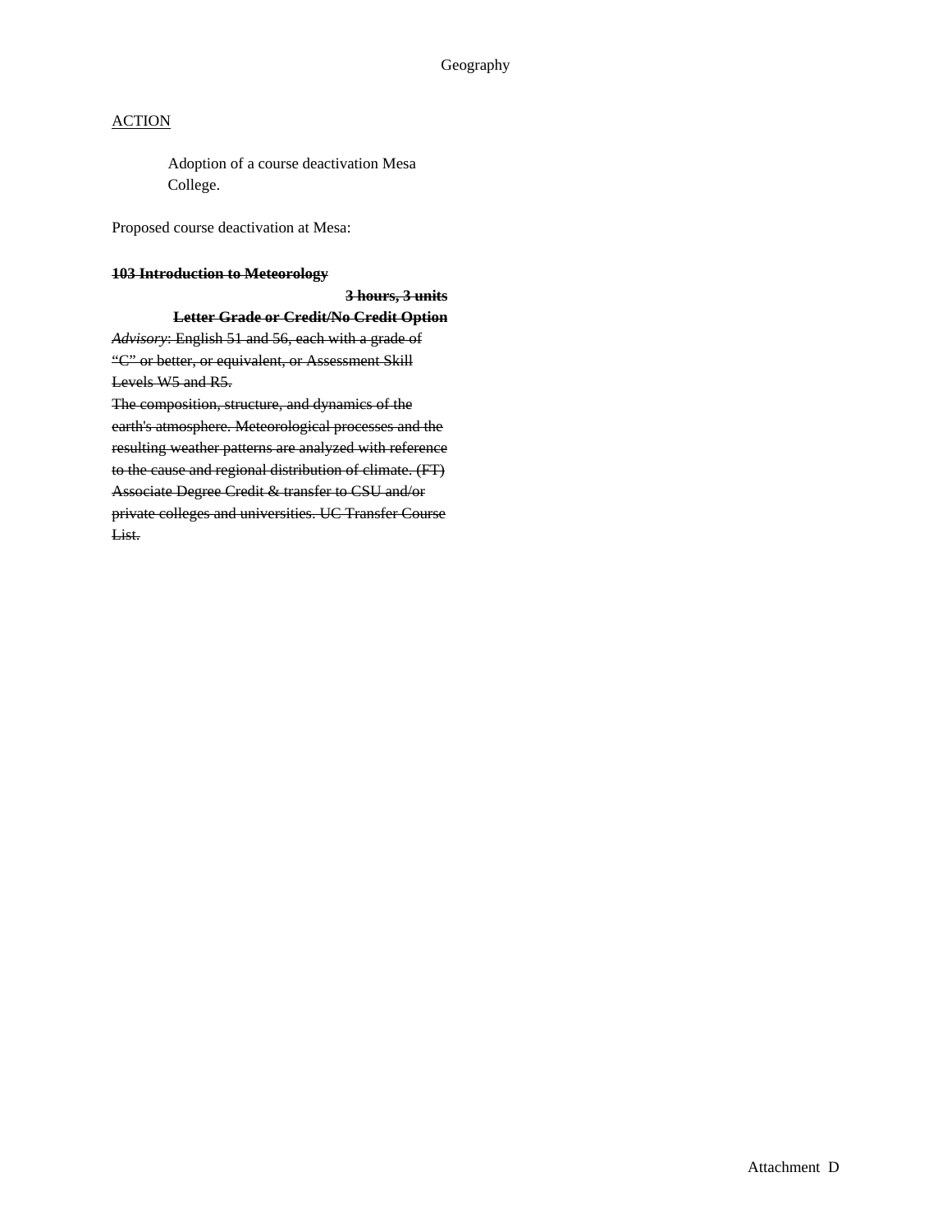Geography

<u>ACTION</u>

Adoption of a course deactivation Mesa College.

Proposed course deactivation at Mesa:

~~**103 Introduction to Meteorology**~~

~~**3 hours, 3 units**~~

~~**Letter Grade or Credit/No Credit Option**~~

~~*Advisory*: English 51 and 56, each with a grade of "C" or better, or equivalent, or Assessment Skill Levels W5 and R5.~~

~~The composition, structure, and dynamics of the earth's atmosphere. Meteorological processes and the resulting weather patterns are analyzed with reference to the cause and regional distribution of climate. (FT) Associate Degree Credit & transfer to CSU and/or private colleges and universities. UC Transfer Course List.~~

Attachment D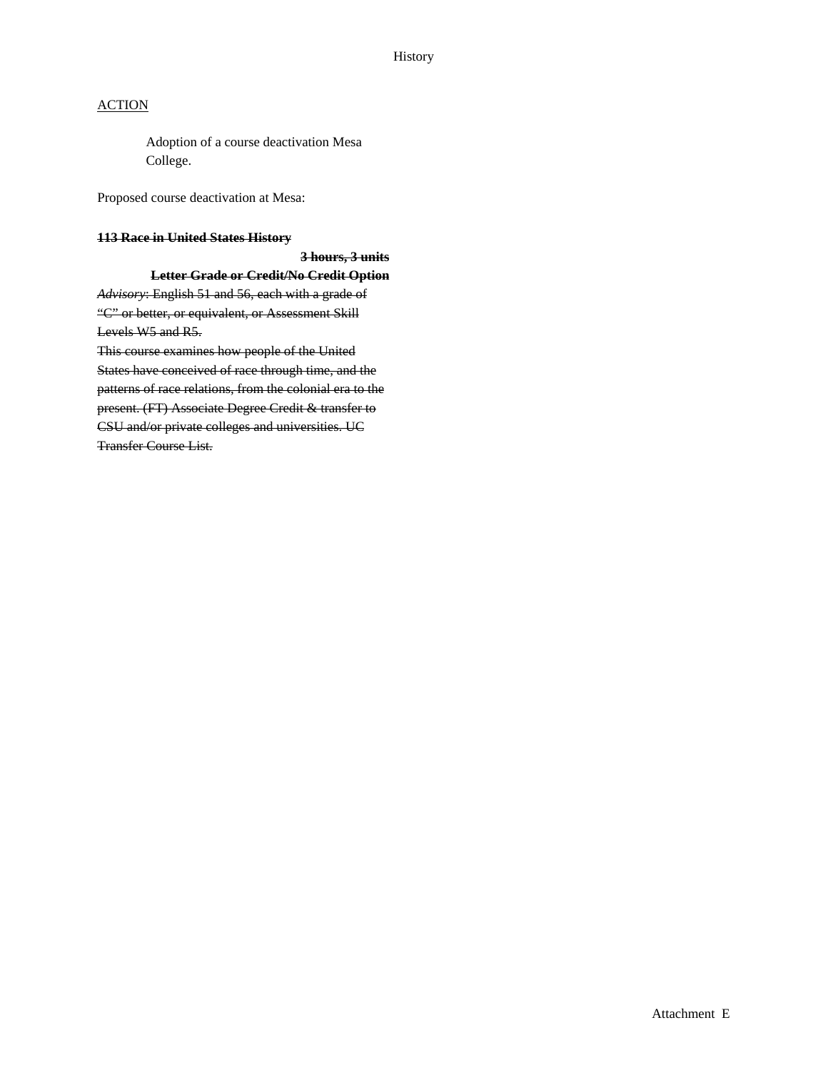History

<u>ACTION</u>

Adoption of a course deactivation Mesa College.

Proposed course deactivation at Mesa:

~~**113 Race in United States History**~~

~~**3 hours, 3 units**~~

~~**Letter Grade or Credit/No Credit Option**~~

~~*Advisory*: English 51 and 56, each with a grade of "C" or better, or equivalent, or Assessment Skill Levels W5 and R5.~~

~~This course examines how people of the United States have conceived of race through time, and the patterns of race relations, from the colonial era to the present. (FT) Associate Degree Credit & transfer to CSU and/or private colleges and universities. UC Transfer Course List.~~

Attachment E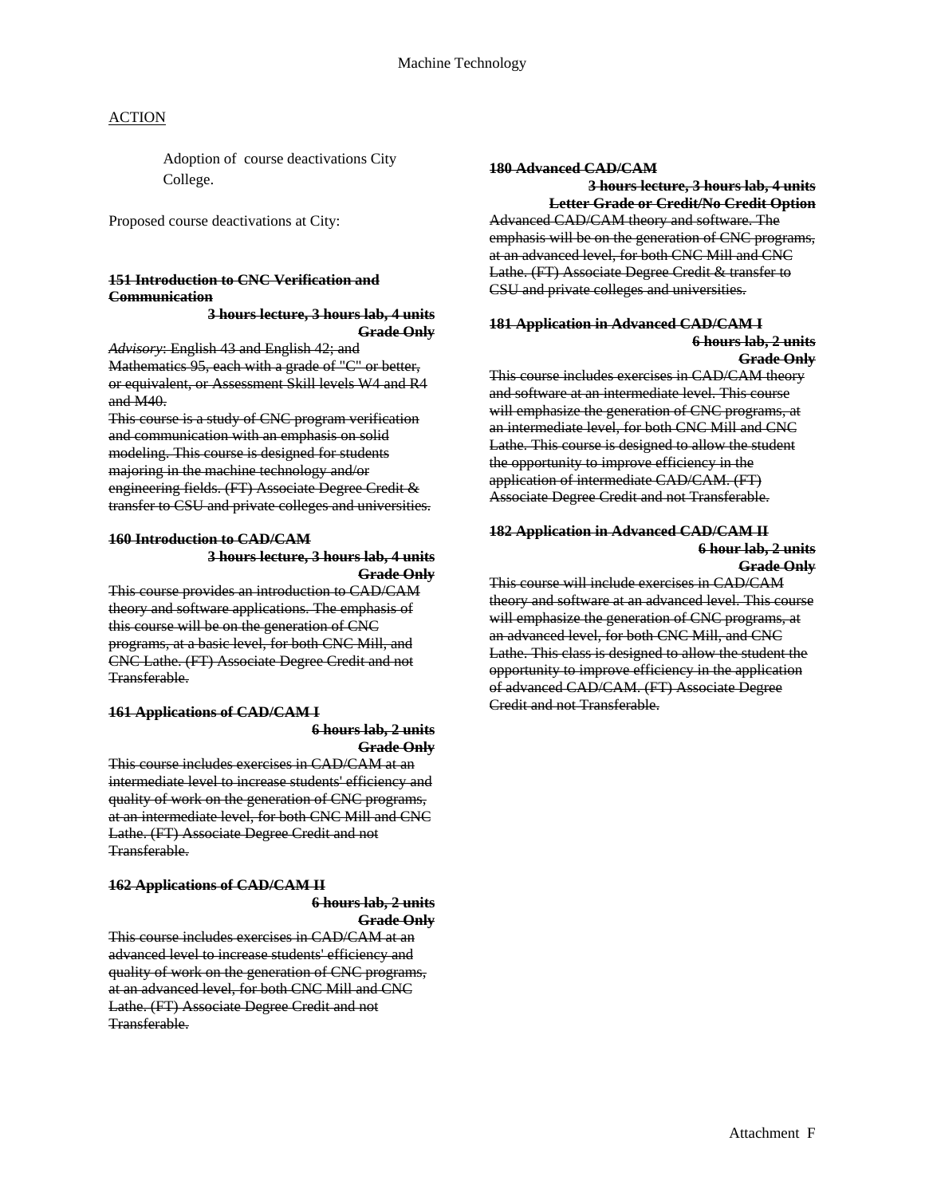Machine Technology

ACTION

Adoption of course deactivations City College.

Proposed course deactivations at City:

~~**151 Introduction to CNC Verification and Communication**~~

~~**3 hours lecture, 3 hours lab, 4 units**~~
~~**Grade Only**~~

~~*Advisory*: English 43 and English 42; and Mathematics 95, each with a grade of "C" or better, or equivalent, or Assessment Skill levels W4 and R4 and M40.~~

~~This course is a study of CNC program verification and communication with an emphasis on solid modeling. This course is designed for students majoring in the machine technology and/or engineering fields. (FT) Associate Degree Credit & transfer to CSU and private colleges and universities.~~

~~**160 Introduction to CAD/CAM**~~

~~**3 hours lecture, 3 hours lab, 4 units**~~
~~**Grade Only**~~

~~This course provides an introduction to CAD/CAM theory and software applications. The emphasis of this course will be on the generation of CNC programs, at a basic level, for both CNC Mill, and CNC Lathe. (FT) Associate Degree Credit and not Transferable.~~

~~**161 Applications of CAD/CAM I**~~

~~**6 hours lab, 2 units**~~
~~**Grade Only**~~

~~This course includes exercises in CAD/CAM at an intermediate level to increase students' efficiency and quality of work on the generation of CNC programs, at an intermediate level, for both CNC Mill and CNC Lathe. (FT) Associate Degree Credit and not Transferable.~~

~~**162 Applications of CAD/CAM II**~~

~~**6 hours lab, 2 units**~~
~~**Grade Only**~~

~~This course includes exercises in CAD/CAM at an advanced level to increase students' efficiency and quality of work on the generation of CNC programs, at an advanced level, for both CNC Mill and CNC Lathe. (FT) Associate Degree Credit and not Transferable.~~

~~**180 Advanced CAD/CAM**~~

~~**3 hours lecture, 3 hours lab, 4 units**~~
~~**Letter Grade or Credit/No Credit Option**~~

~~Advanced CAD/CAM theory and software. The emphasis will be on the generation of CNC programs, at an advanced level, for both CNC Mill and CNC Lathe. (FT) Associate Degree Credit & transfer to CSU and private colleges and universities.~~

~~**181 Application in Advanced CAD/CAM I**~~

~~**6 hours lab, 2 units**~~
~~**Grade Only**~~

~~This course includes exercises in CAD/CAM theory and software at an intermediate level. This course will emphasize the generation of CNC programs, at an intermediate level, for both CNC Mill and CNC Lathe. This course is designed to allow the student the opportunity to improve efficiency in the application of intermediate CAD/CAM. (FT) Associate Degree Credit and not Transferable.~~

~~**182 Application in Advanced CAD/CAM II**~~

~~**6 hour lab, 2 units**~~
~~**Grade Only**~~

~~This course will include exercises in CAD/CAM theory and software at an advanced level. This course will emphasize the generation of CNC programs, at an advanced level, for both CNC Mill, and CNC Lathe. This class is designed to allow the student the opportunity to improve efficiency in the application of advanced CAD/CAM. (FT) Associate Degree Credit and not Transferable.~~

Attachment F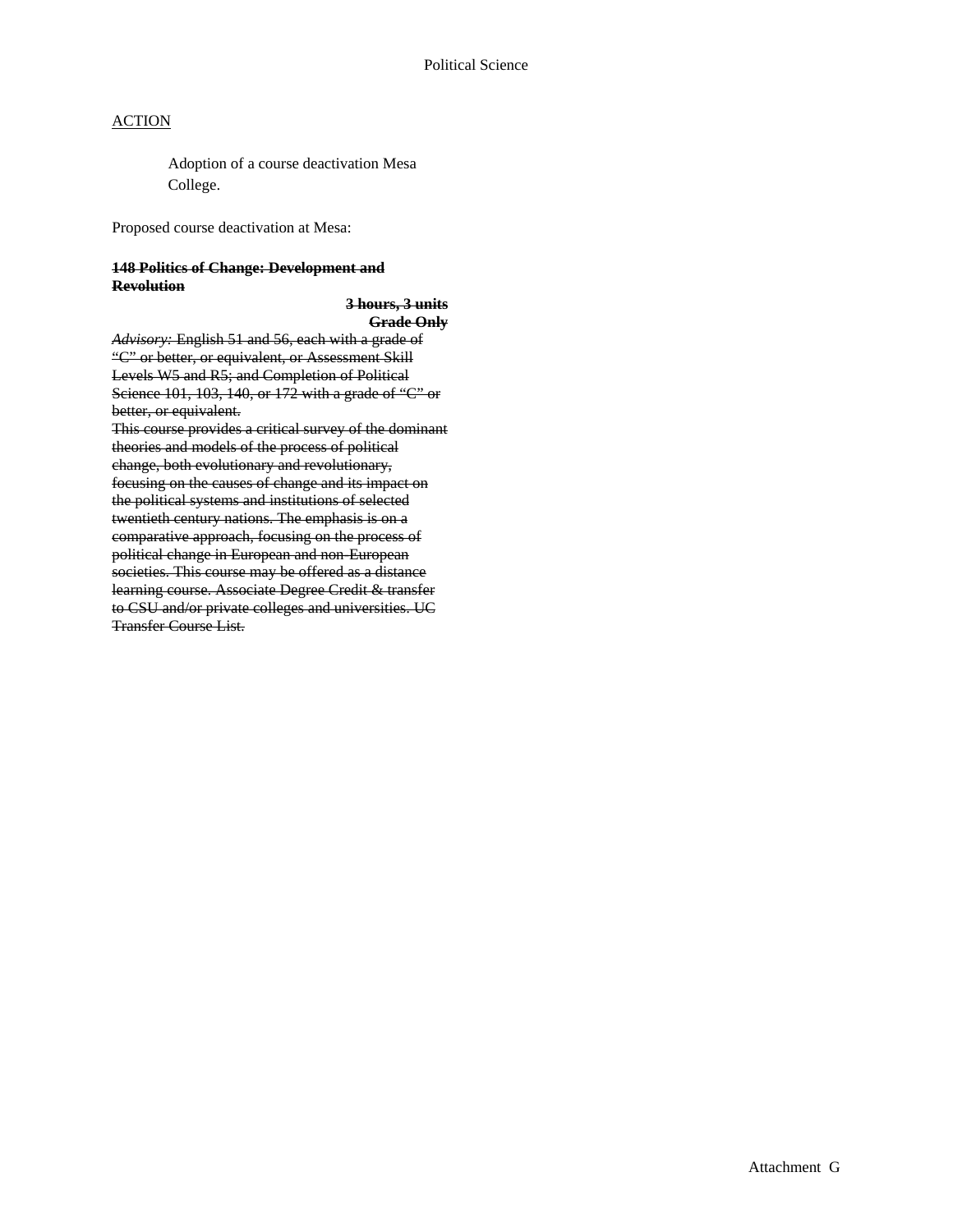Political Science

<u>ACTION</u>

Adoption of a course deactivation Mesa College.

Proposed course deactivation at Mesa:

~~**148 Politics of Change: Development and Revolution**~~

~~**3 hours, 3 units**~~
~~**Grade Only**~~

~~*Advisory:* English 51 and 56, each with a grade of "C" or better, or equivalent, or Assessment Skill Levels W5 and R5; and Completion of Political Science 101, 103, 140, or 172 with a grade of "C" or better, or equivalent.~~

~~This course provides a critical survey of the dominant theories and models of the process of political change, both evolutionary and revolutionary, focusing on the causes of change and its impact on the political systems and institutions of selected twentieth century nations. The emphasis is on a comparative approach, focusing on the process of political change in European and non-European societies. This course may be offered as a distance learning course. Associate Degree Credit & transfer to CSU and/or private colleges and universities. UC Transfer Course List.~~

Attachment G